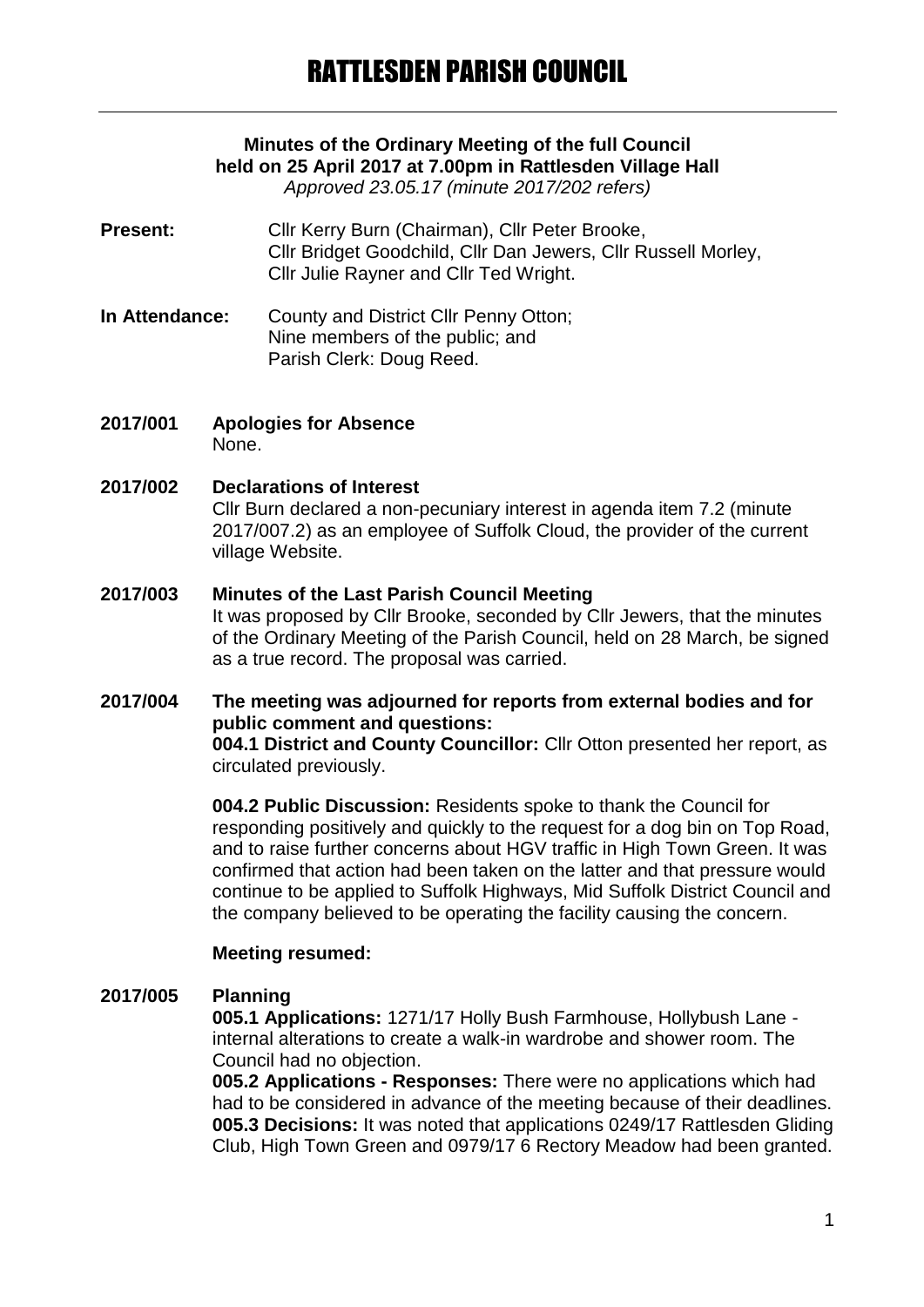# RATTLESDEN PARISH COUNCIL

**Minutes of the Ordinary Meeting of the full Council held on 25 April 2017 at 7.00pm in Rattlesden Village Hall**

*Approved 23.05.17 (minute 2017/202 refers)*

**Present:** Cllr Kerry Burn (Chairman), Cllr Peter Brooke, Cllr Bridget Goodchild, Cllr Dan Jewers, Cllr Russell Morley, Cllr Julie Rayner and Cllr Ted Wright.

**In Attendance:** County and District Cllr Penny Otton; Nine members of the public; and Parish Clerk: Doug Reed.

**2017/001 Apologies for Absence**

None.

**2017/002 Declarations of Interest**

Cllr Burn declared a non-pecuniary interest in agenda item 7.2 (minute 2017/007.2) as an employee of Suffolk Cloud, the provider of the current village Website.

**2017/003 Minutes of the Last Parish Council Meeting**

It was proposed by Cllr Brooke, seconded by Cllr Jewers, that the minutes of the Ordinary Meeting of the Parish Council, held on 28 March, be signed as a true record. The proposal was carried.

**2017/004 The meeting was adjourned for reports from external bodies and for public comment and questions:**

**004.1 District and County Councillor:** Cllr Otton presented her report, as circulated previously.

**004.2 Public Discussion:** Residents spoke to thank the Council for responding positively and quickly to the request for a dog bin on Top Road, and to raise further concerns about HGV traffic in High Town Green. It was confirmed that action had been taken on the latter and that pressure would continue to be applied to Suffolk Highways, Mid Suffolk District Council and the company believed to be operating the facility causing the concern.

**Meeting resumed:**

**2017/005 Planning**

**005.1 Applications:** 1271/17 Holly Bush Farmhouse, Hollybush Lane - internal alterations to create a walk-in wardrobe and shower room. The Council had no objection.

**005.2 Applications - Responses:** There were no applications which had had to be considered in advance of the meeting because of their deadlines.

**005.3 Decisions:** It was noted that applications 0249/17 Rattlesden Gliding Club, High Town Green and 0979/17 6 Rectory Meadow had been granted.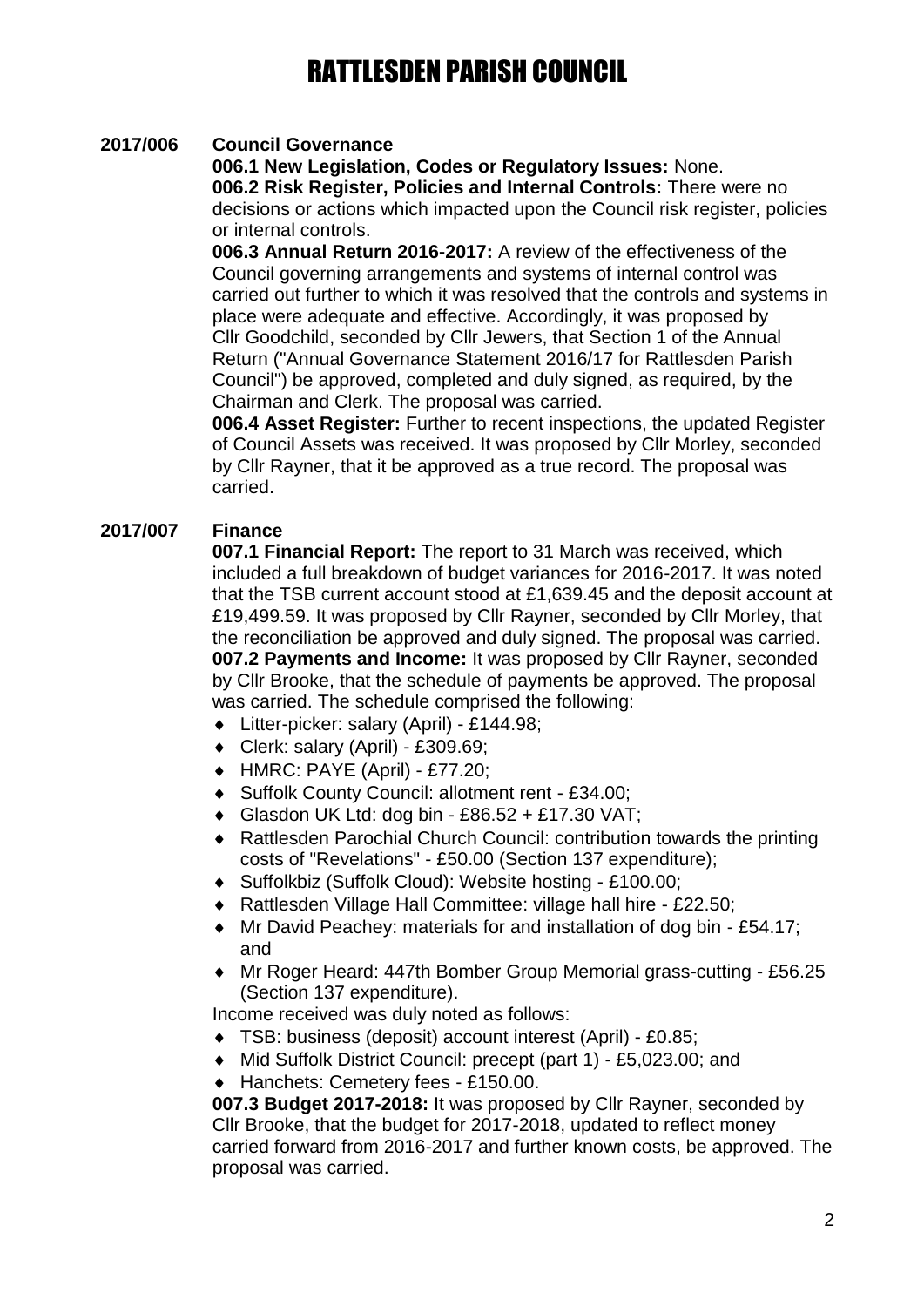# RATTLESDEN PARISH COUNCIL

**2017/006 Council Governance**

**006.1 New Legislation, Codes or Regulatory Issues:** None.

**006.2 Risk Register, Policies and Internal Controls:** There were no decisions or actions which impacted upon the Council risk register, policies or internal controls.

**006.3 Annual Return 2016-2017:** A review of the effectiveness of the Council governing arrangements and systems of internal control was carried out further to which it was resolved that the controls and systems in place were adequate and effective. Accordingly, it was proposed by Cllr Goodchild, seconded by Cllr Jewers, that Section 1 of the Annual Return ("Annual Governance Statement 2016/17 for Rattlesden Parish Council") be approved, completed and duly signed, as required, by the Chairman and Clerk. The proposal was carried.

**006.4 Asset Register:** Further to recent inspections, the updated Register of Council Assets was received. It was proposed by Cllr Morley, seconded by Cllr Rayner, that it be approved as a true record. The proposal was carried.

**2017/007 Finance**

**007.1 Financial Report:** The report to 31 March was received, which included a full breakdown of budget variances for 2016-2017. It was noted that the TSB current account stood at £1,639.45 and the deposit account at £19,499.59. It was proposed by Cllr Rayner, seconded by Cllr Morley, that the reconciliation be approved and duly signed. The proposal was carried.

**007.2 Payments and Income:** It was proposed by Cllr Rayner, seconded by Cllr Brooke, that the schedule of payments be approved. The proposal was carried. The schedule comprised the following:

- Litter-picker: salary (April) - £144.98;
- Clerk: salary (April) - £309.69;
- HMRC: PAYE (April) - £77.20;
- Suffolk County Council: allotment rent - £34.00;
- Glasdon UK Ltd: dog bin - £86.52 + £17.30 VAT;
- Rattlesden Parochial Church Council: contribution towards the printing costs of "Revelations" - £50.00 (Section 137 expenditure);
- Suffolkbiz (Suffolk Cloud): Website hosting - £100.00;
- Rattlesden Village Hall Committee: village hall hire - £22.50;
- Mr David Peachey: materials for and installation of dog bin - £54.17; and
- Mr Roger Heard: 447th Bomber Group Memorial grass-cutting - £56.25 (Section 137 expenditure).

Income received was duly noted as follows:

- TSB: business (deposit) account interest (April) - £0.85;
- Mid Suffolk District Council: precept (part 1) - £5,023.00; and
- Hanchets: Cemetery fees - £150.00.

**007.3 Budget 2017-2018:** It was proposed by Cllr Rayner, seconded by Cllr Brooke, that the budget for 2017-2018, updated to reflect money carried forward from 2016-2017 and further known costs, be approved. The proposal was carried.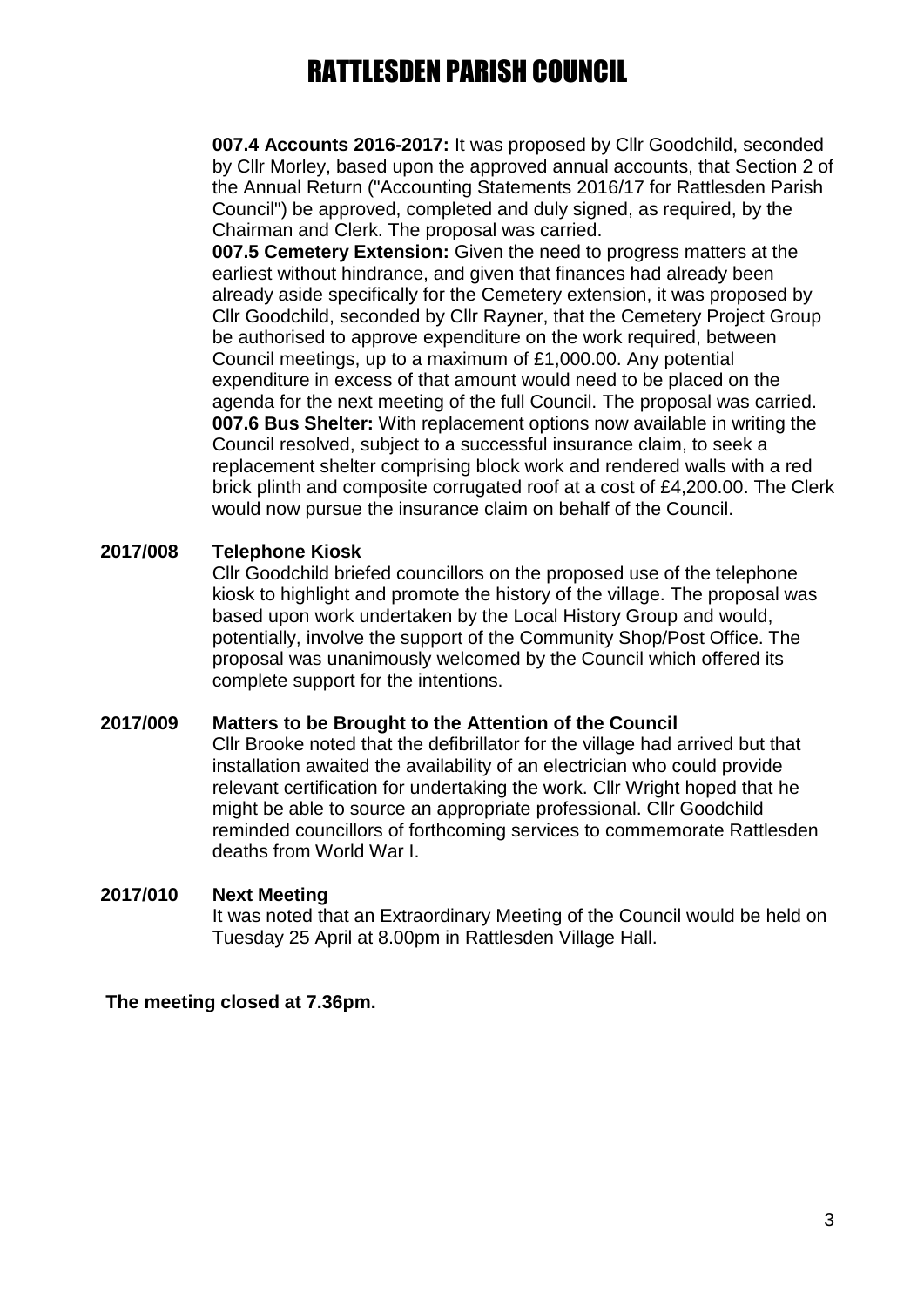**007.4 Accounts 2016-2017:** It was proposed by Cllr Goodchild, seconded by Cllr Morley, based upon the approved annual accounts, that Section 2 of the Annual Return ("Accounting Statements 2016/17 for Rattlesden Parish Council") be approved, completed and duly signed, as required, by the Chairman and Clerk. The proposal was carried.

**007.5 Cemetery Extension:** Given the need to progress matters at the earliest without hindrance, and given that finances had already been already aside specifically for the Cemetery extension, it was proposed by Cllr Goodchild, seconded by Cllr Rayner, that the Cemetery Project Group be authorised to approve expenditure on the work required, between Council meetings, up to a maximum of £1,000.00. Any potential expenditure in excess of that amount would need to be placed on the agenda for the next meeting of the full Council. The proposal was carried.

**007.6 Bus Shelter:** With replacement options now available in writing the Council resolved, subject to a successful insurance claim, to seek a replacement shelter comprising block work and rendered walls with a red brick plinth and composite corrugated roof at a cost of £4,200.00. The Clerk would now pursue the insurance claim on behalf of the Council.

**2017/008 Telephone Kiosk**

Cllr Goodchild briefed councillors on the proposed use of the telephone kiosk to highlight and promote the history of the village. The proposal was based upon work undertaken by the Local History Group and would, potentially, involve the support of the Community Shop/Post Office. The proposal was unanimously welcomed by the Council which offered its complete support for the intentions.

**2017/009 Matters to be Brought to the Attention of the Council**

Cllr Brooke noted that the defibrillator for the village had arrived but that installation awaited the availability of an electrician who could provide relevant certification for undertaking the work. Cllr Wright hoped that he might be able to source an appropriate professional. Cllr Goodchild reminded councillors of forthcoming services to commemorate Rattlesden deaths from World War I.

**2017/010 Next Meeting**

It was noted that an Extraordinary Meeting of the Council would be held on Tuesday 25 April at 8.00pm in Rattlesden Village Hall.

**The meeting closed at 7.36pm.**